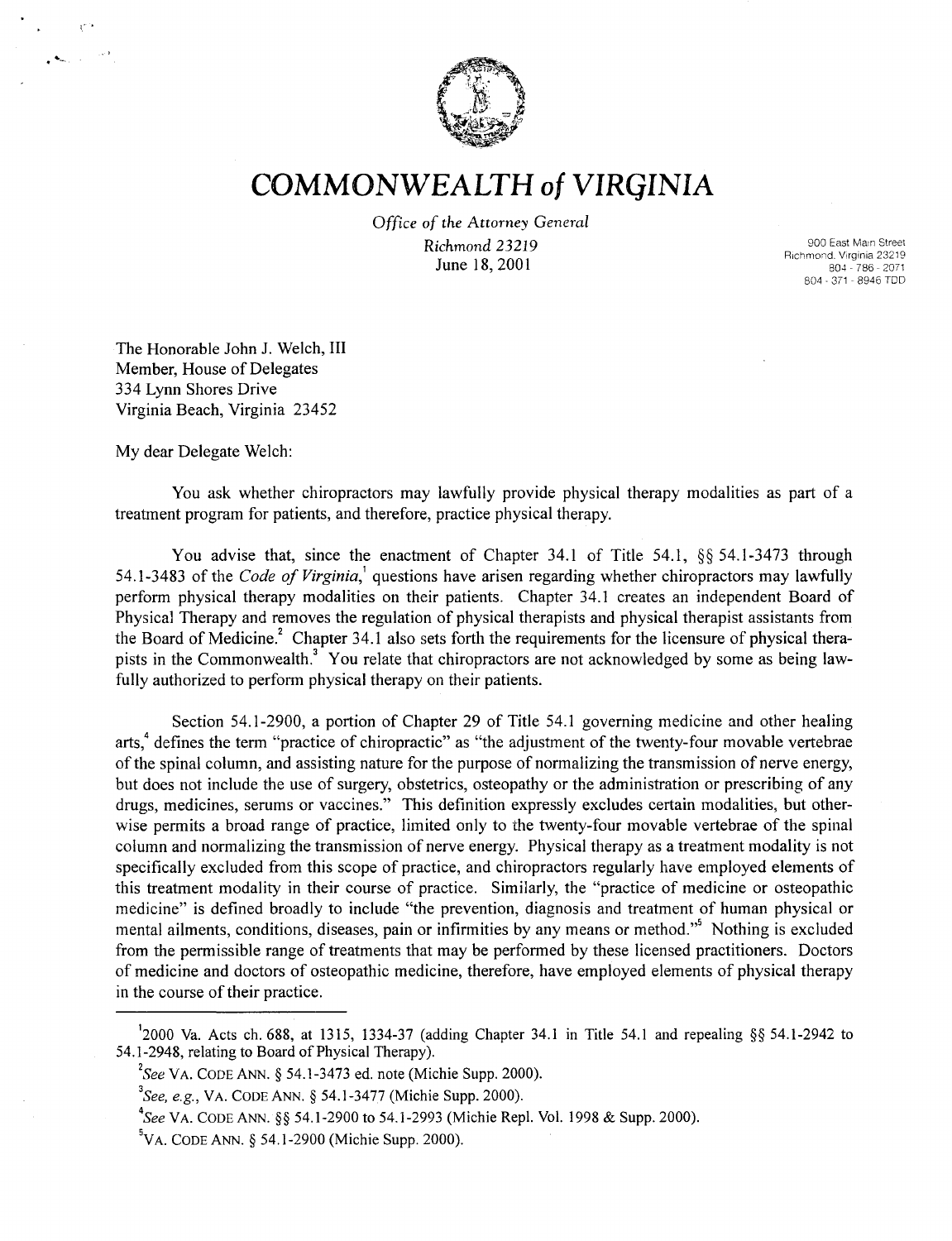# COMMONWEALTH of VIRGINIA

*Office of the Attorney General*

*Richmond 23219*

June 18, 2001

900 East Main Street
Richmond, Virginia 23219
804 - 786 - 2071
804 - 371 - 8946 TDD

The Honorable John J. Welch, III
Member, House of Delegates
334 Lynn Shores Drive
Virginia Beach, Virginia 23452

My dear Delegate Welch:

You ask whether chiropractors may lawfully provide physical therapy modalities as part of a treatment program for patients, and therefore, practice physical therapy.

You advise that, since the enactment of Chapter 34.1 of Title 54.1, §§ 54.1-3473 through 54.1-3483 of the *Code of Virginia*,[1] questions have arisen regarding whether chiropractors may lawfully perform physical therapy modalities on their patients. Chapter 34.1 creates an independent Board of Physical Therapy and removes the regulation of physical therapists and physical therapist assistants from the Board of Medicine.[2] Chapter 34.1 also sets forth the requirements for the licensure of physical therapists in the Commonwealth.[3] You relate that chiropractors are not acknowledged by some as being lawfully authorized to perform physical therapy on their patients.

Section 54.1-2900, a portion of Chapter 29 of Title 54.1 governing medicine and other healing arts,[4] defines the term "practice of chiropractic" as "the adjustment of the twenty-four movable vertebrae of the spinal column, and assisting nature for the purpose of normalizing the transmission of nerve energy, but does not include the use of surgery, obstetrics, osteopathy or the administration or prescribing of any drugs, medicines, serums or vaccines." This definition expressly excludes certain modalities, but otherwise permits a broad range of practice, limited only to the twenty-four movable vertebrae of the spinal column and normalizing the transmission of nerve energy. Physical therapy as a treatment modality is not specifically excluded from this scope of practice, and chiropractors regularly have employed elements of this treatment modality in their course of practice. Similarly, the "practice of medicine or osteopathic medicine" is defined broadly to include "the prevention, diagnosis and treatment of human physical or mental ailments, conditions, diseases, pain or infirmities by any means or method."[5] Nothing is excluded from the permissible range of treatments that may be performed by these licensed practitioners. Doctors of medicine and doctors of osteopathic medicine, therefore, have employed elements of physical therapy in the course of their practice.

---

[1] 2000 Va. Acts ch. 688, at 1315, 1334-37 (adding Chapter 34.1 in Title 54.1 and repealing §§ 54.1-2942 to 54.1-2948, relating to Board of Physical Therapy).

[2] *See* VA. CODE ANN. § 54.1-3473 ed. note (Michie Supp. 2000).

[3] *See, e.g.*, VA. CODE ANN. § 54.1-3477 (Michie Supp. 2000).

[4] *See* VA. CODE ANN. §§ 54.1-2900 to 54.1-2993 (Michie Repl. Vol. 1998 & Supp. 2000).

[5] VA. CODE ANN. § 54.1-2900 (Michie Supp. 2000).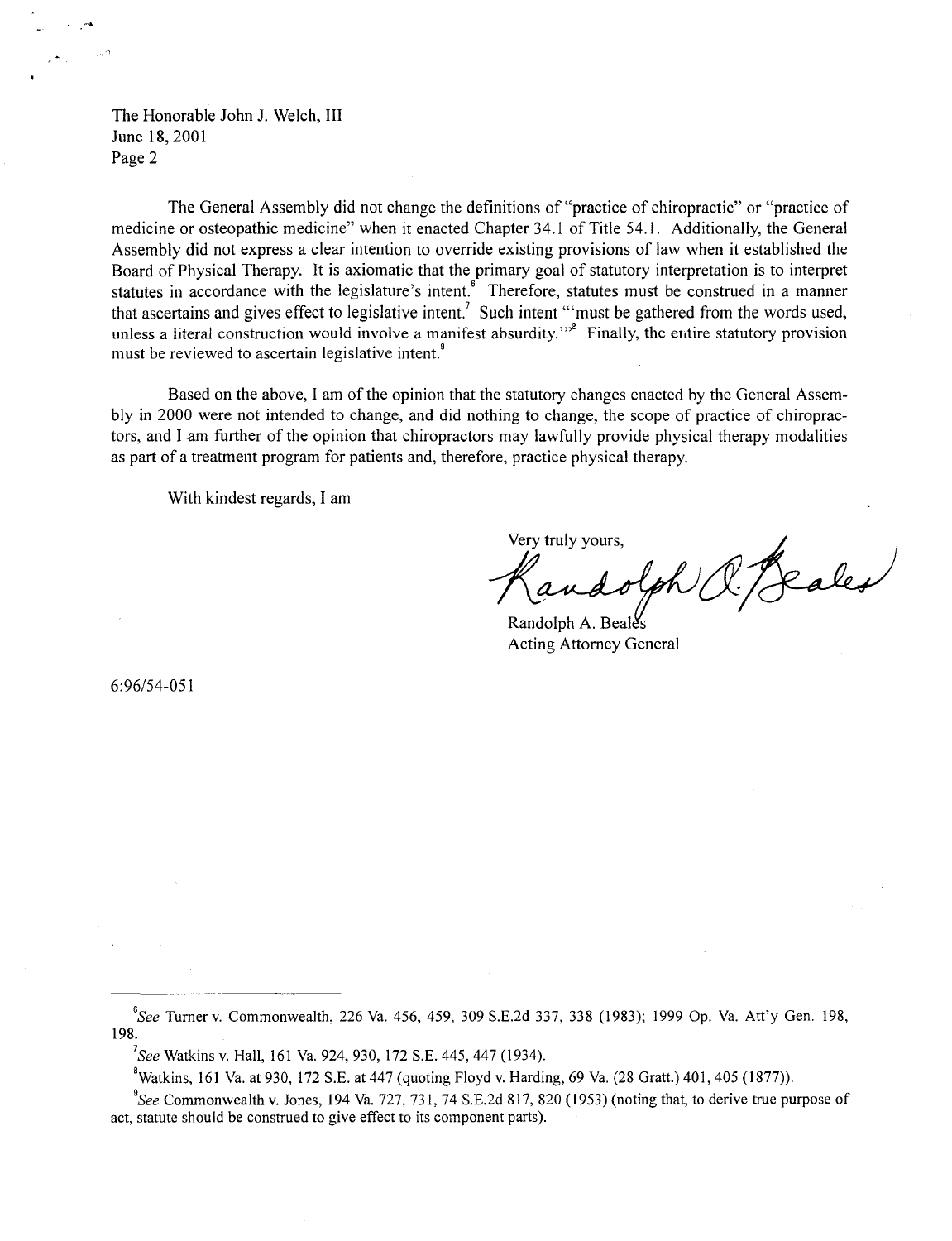The Honorable John J. Welch, III
June 18, 2001
Page 2

The General Assembly did not change the definitions of "practice of chiropractic" or "practice of medicine or osteopathic medicine" when it enacted Chapter 34.1 of Title 54.1. Additionally, the General Assembly did not express a clear intention to override existing provisions of law when it established the Board of Physical Therapy. It is axiomatic that the primary goal of statutory interpretation is to interpret statutes in accordance with the legislature's intent.[6] Therefore, statutes must be construed in a manner that ascertains and gives effect to legislative intent.[7] Such intent "'must be gathered from the words used, unless a literal construction would involve a manifest absurdity.'"[8] Finally, the entire statutory provision must be reviewed to ascertain legislative intent.[9]

Based on the above, I am of the opinion that the statutory changes enacted by the General Assembly in 2000 were not intended to change, and did nothing to change, the scope of practice of chiropractors, and I am further of the opinion that chiropractors may lawfully provide physical therapy modalities as part of a treatment program for patients and, therefore, practice physical therapy.

With kindest regards, I am

Very truly yours,

Randolph A. Beales
Acting Attorney General

6:96/54-051

---

[6] *See* Turner v. Commonwealth, 226 Va. 456, 459, 309 S.E.2d 337, 338 (1983); 1999 Op. Va. Att'y Gen. 198, 198.

[7] *See* Watkins v. Hall, 161 Va. 924, 930, 172 S.E. 445, 447 (1934).

[8] Watkins, 161 Va. at 930, 172 S.E. at 447 (quoting Floyd v. Harding, 69 Va. (28 Gratt.) 401, 405 (1877)).

[9] *See* Commonwealth v. Jones, 194 Va. 727, 731, 74 S.E.2d 817, 820 (1953) (noting that, to derive true purpose of act, statute should be construed to give effect to its component parts).